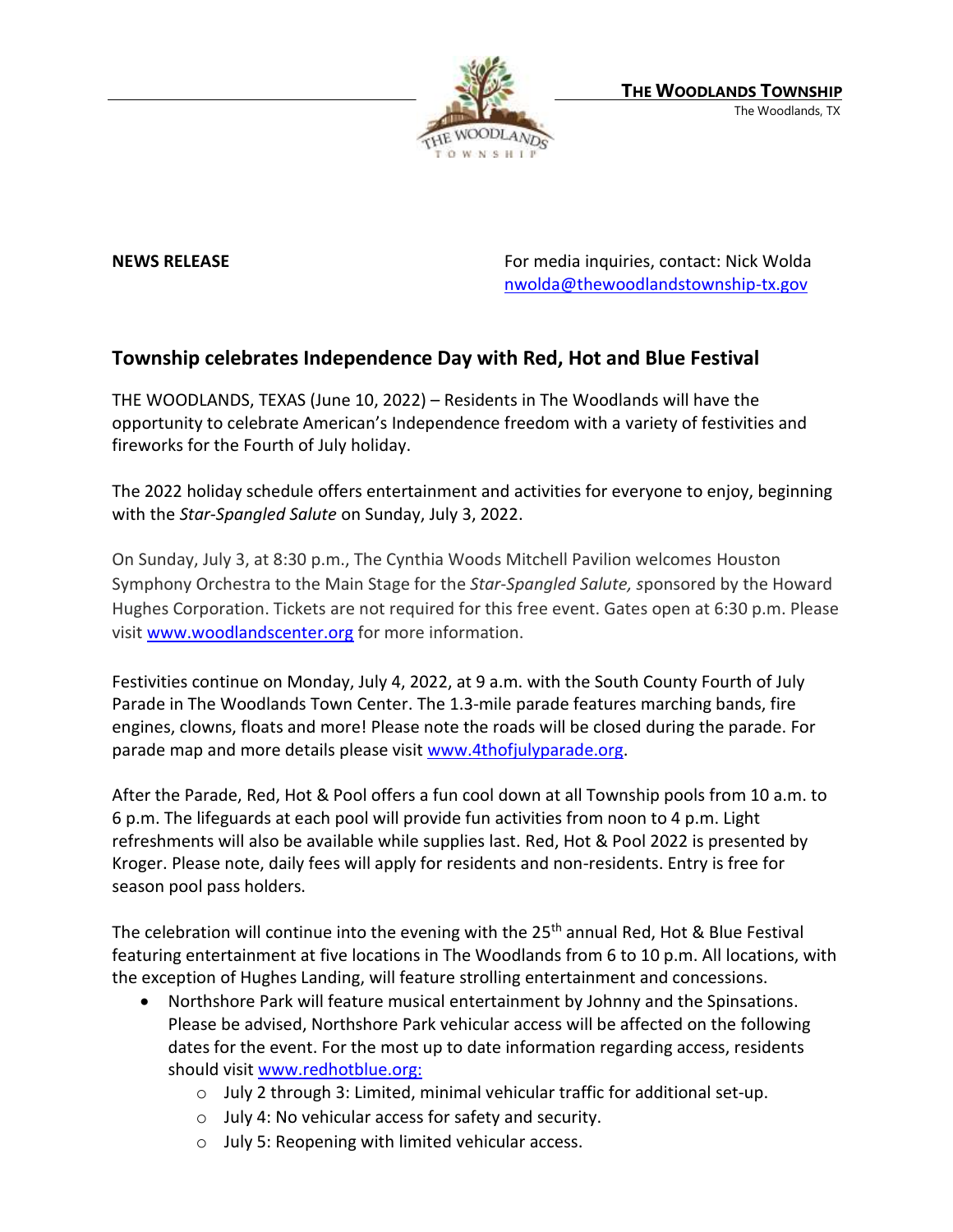**THE WOODLANDS TOWNSHIP**
The Woodlands, TX

**NEWS RELEASE**

For media inquiries, contact: Nick Wolda
nwolda@thewoodlandstownship-tx.gov

## Township celebrates Independence Day with Red, Hot and Blue Festival

THE WOODLANDS, TEXAS (June 10, 2022) – Residents in The Woodlands will have the opportunity to celebrate American's Independence freedom with a variety of festivities and fireworks for the Fourth of July holiday.

The 2022 holiday schedule offers entertainment and activities for everyone to enjoy, beginning with the *Star-Spangled Salute* on Sunday, July 3, 2022.

On Sunday, July 3, at 8:30 p.m., The Cynthia Woods Mitchell Pavilion welcomes Houston Symphony Orchestra to the Main Stage for the *Star-Spangled Salute, s*ponsored by the Howard Hughes Corporation. Tickets are not required for this free event. Gates open at 6:30 p.m. Please visit www.woodlandscenter.org for more information.

Festivities continue on Monday, July 4, 2022, at 9 a.m. with the South County Fourth of July Parade in The Woodlands Town Center. The 1.3-mile parade features marching bands, fire engines, clowns, floats and more! Please note the roads will be closed during the parade. For parade map and more details please visit www.4thofjulyparade.org.

After the Parade, Red, Hot & Pool offers a fun cool down at all Township pools from 10 a.m. to 6 p.m. The lifeguards at each pool will provide fun activities from noon to 4 p.m. Light refreshments will also be available while supplies last. Red, Hot & Pool 2022 is presented by Kroger. Please note, daily fees will apply for residents and non-residents. Entry is free for season pool pass holders.

The celebration will continue into the evening with the 25th annual Red, Hot & Blue Festival featuring entertainment at five locations in The Woodlands from 6 to 10 p.m. All locations, with the exception of Hughes Landing, will feature strolling entertainment and concessions.

- Northshore Park will feature musical entertainment by Johnny and the Spinsations. Please be advised, Northshore Park vehicular access will be affected on the following dates for the event. For the most up to date information regarding access, residents should visit www.redhotblue.org:
    - July 2 through 3: Limited, minimal vehicular traffic for additional set-up.
    - July 4: No vehicular access for safety and security.
    - July 5: Reopening with limited vehicular access.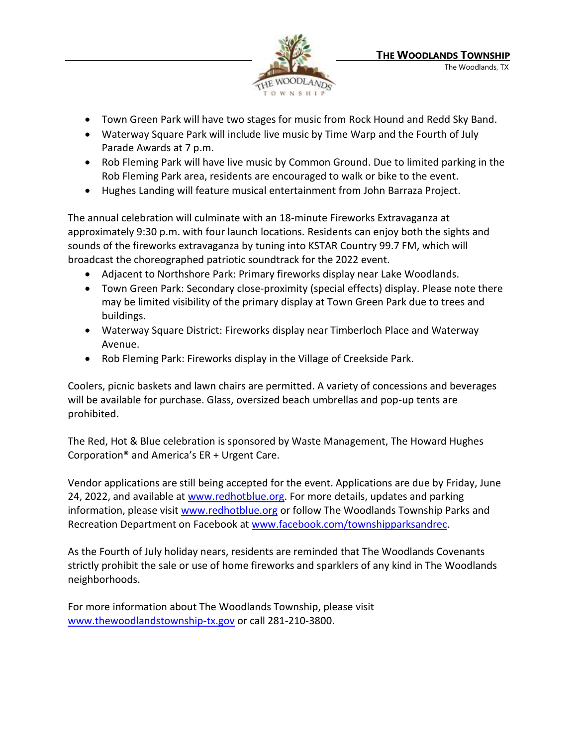- Town Green Park will have two stages for music from Rock Hound and Redd Sky Band.
- Waterway Square Park will include live music by Time Warp and the Fourth of July Parade Awards at 7 p.m.
- Rob Fleming Park will have live music by Common Ground. Due to limited parking in the Rob Fleming Park area, residents are encouraged to walk or bike to the event.
- Hughes Landing will feature musical entertainment from John Barraza Project.

The annual celebration will culminate with an 18-minute Fireworks Extravaganza at approximately 9:30 p.m. with four launch locations. Residents can enjoy both the sights and sounds of the fireworks extravaganza by tuning into KSTAR Country 99.7 FM, which will broadcast the choreographed patriotic soundtrack for the 2022 event.

- Adjacent to Northshore Park: Primary fireworks display near Lake Woodlands.
- Town Green Park: Secondary close-proximity (special effects) display. Please note there may be limited visibility of the primary display at Town Green Park due to trees and buildings.
- Waterway Square District: Fireworks display near Timberloch Place and Waterway Avenue.
- Rob Fleming Park: Fireworks display in the Village of Creekside Park.

Coolers, picnic baskets and lawn chairs are permitted. A variety of concessions and beverages will be available for purchase. Glass, oversized beach umbrellas and pop-up tents are prohibited.

The Red, Hot & Blue celebration is sponsored by Waste Management, The Howard Hughes Corporation® and America's ER + Urgent Care.

Vendor applications are still being accepted for the event. Applications are due by Friday, June 24, 2022, and available at www.redhotblue.org. For more details, updates and parking information, please visit www.redhotblue.org or follow The Woodlands Township Parks and Recreation Department on Facebook at www.facebook.com/townshipparksandrec.

As the Fourth of July holiday nears, residents are reminded that The Woodlands Covenants strictly prohibit the sale or use of home fireworks and sparklers of any kind in The Woodlands neighborhoods.

For more information about The Woodlands Township, please visit www.thewoodlandstownship-tx.gov or call 281-210-3800.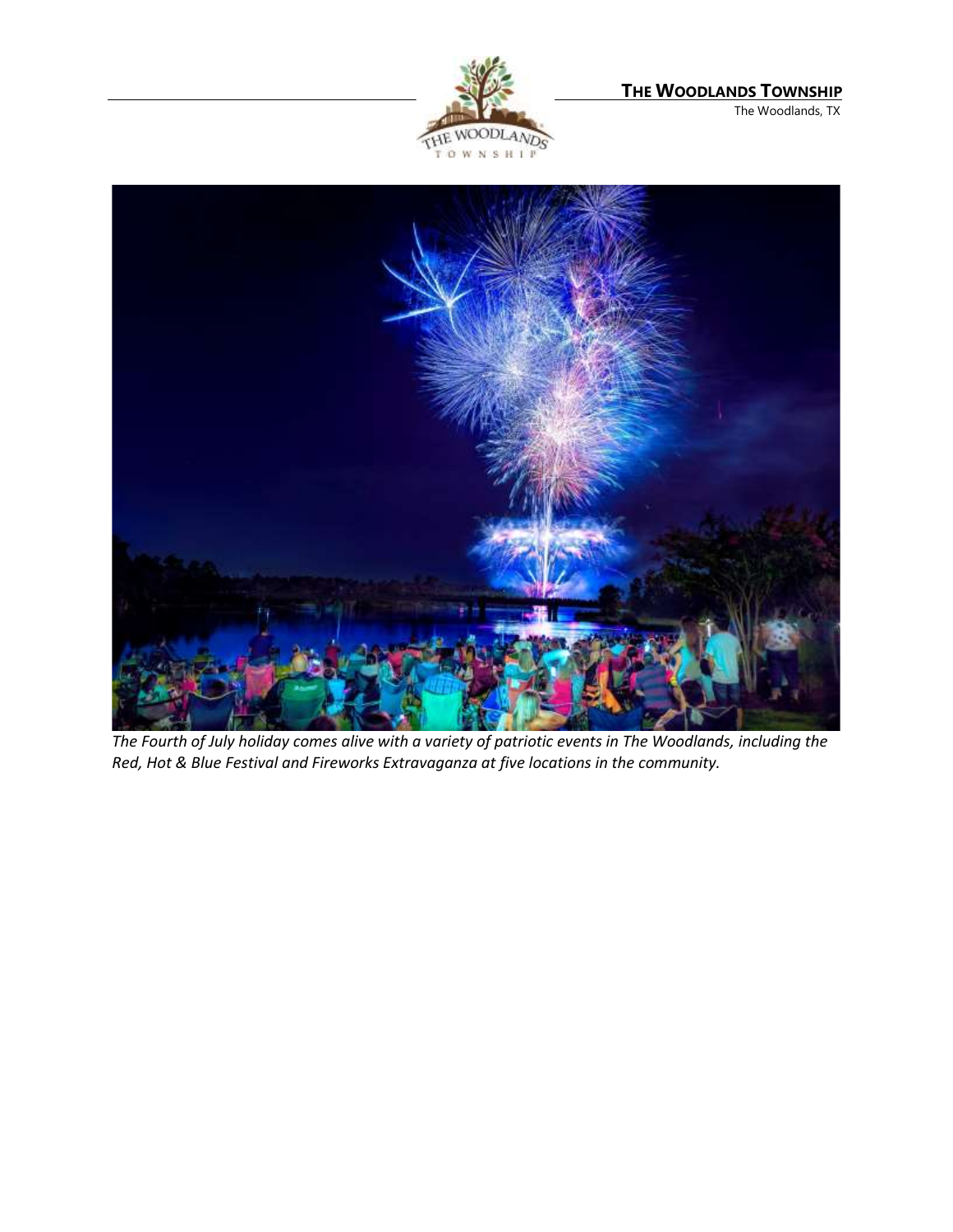*The Fourth of July holiday comes alive with a variety of patriotic events in The Woodlands, including the Red, Hot & Blue Festival and Fireworks Extravaganza at five locations in the community.*